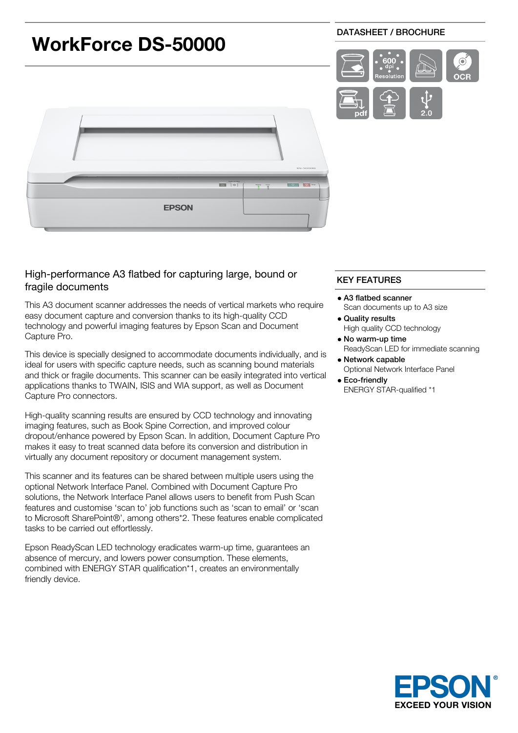# WorkForce DS-50000

DATASHEET / BROCHURE

## High-performance A3 flatbed for capturing large, bound or fragile documents

This A3 document scanner addresses the needs of vertical markets who require easy document capture and conversion thanks to its high-quality CCD technology and powerful imaging features by Epson Scan and Document Capture Pro.

This device is specially designed to accommodate documents individually, and is ideal for users with specific capture needs, such as scanning bound materials and thick or fragile documents. This scanner can be easily integrated into vertical applications thanks to TWAIN, ISIS and WIA support, as well as Document Capture Pro connectors.

High-quality scanning results are ensured by CCD technology and innovating imaging features, such as Book Spine Correction, and improved colour dropout/enhance powered by Epson Scan. In addition, Document Capture Pro makes it easy to treat scanned data before its conversion and distribution in virtually any document repository or document management system.

This scanner and its features can be shared between multiple users using the optional Network Interface Panel. Combined with Document Capture Pro solutions, the Network Interface Panel allows users to benefit from Push Scan features and customise 'scan to' job functions such as 'scan to email' or 'scan to Microsoft SharePoint®', among others*2. These features enable complicated tasks to be carried out effortlessly.

Epson ReadyScan LED technology eradicates warm-up time, guarantees an absence of mercury, and lowers power consumption. These elements, combined with ENERGY STAR qualification*1, creates an environmentally friendly device.

## KEY FEATURES

- **A3 flatbed scanner**
  Scan documents up to A3 size
- **Quality results**
  High quality CCD technology
- **No warm-up time**
  ReadyScan LED for immediate scanning
- **Network capable**
  Optional Network Interface Panel
- **Eco-friendly**
  ENERGY STAR-qualified *1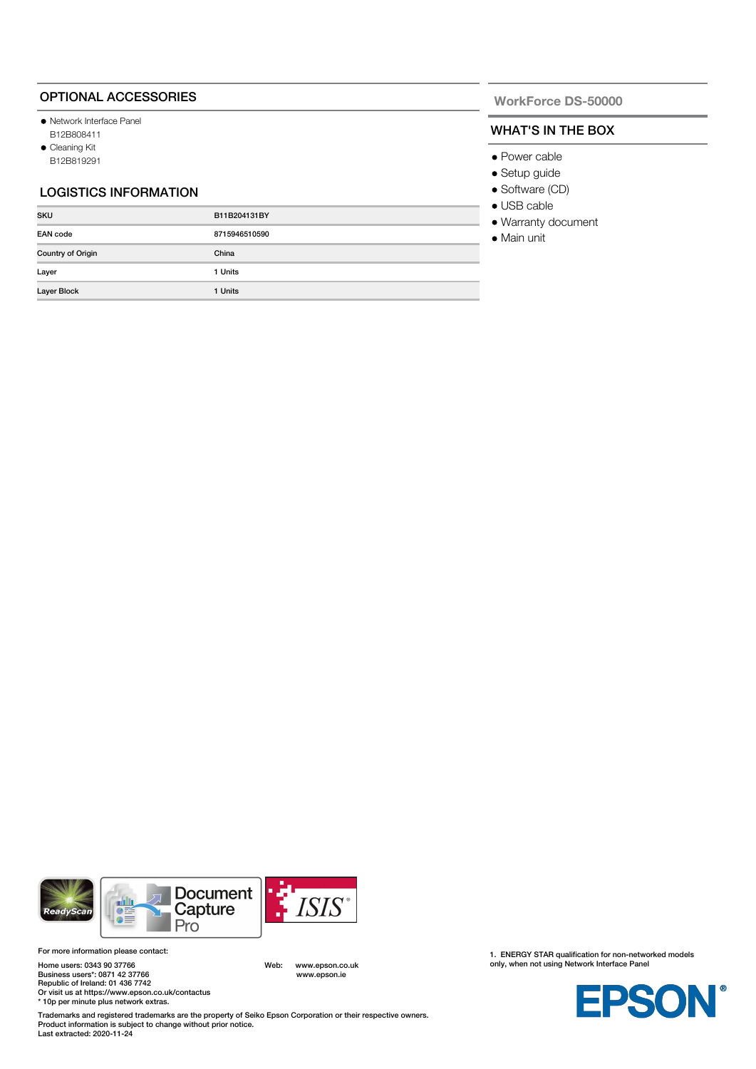## OPTIONAL ACCESSORIES

- Network Interface Panel
  B12B808411
- Cleaning Kit
  B12B819291

## LOGISTICS INFORMATION

| | |
|---|---|
| SKU | B11B204131BY |
| EAN code | 8715946510590 |
| Country of Origin | China |
| Layer | 1 Units |
| Layer Block | 1 Units |

**WorkForce DS-50000**

## WHAT'S IN THE BOX

- Power cable
- Setup guide
- Software (CD)
- USB cable
- Warranty document
- Main unit

For more information please contact:

Home users: 0343 90 37766
Business users*: 0871 42 37766
Republic of Ireland: 01 436 7742
Or visit us at https://www.epson.co.uk/contactus
* 10p per minute plus network extras.

Web: www.epson.co.uk
www.epson.ie

Trademarks and registered trademarks are the property of Seiko Epson Corporation or their respective owners.
Product information is subject to change without prior notice.
Last extracted: 2020-11-24

1. ENERGY STAR qualification for non-networked models only, when not using Network Interface Panel